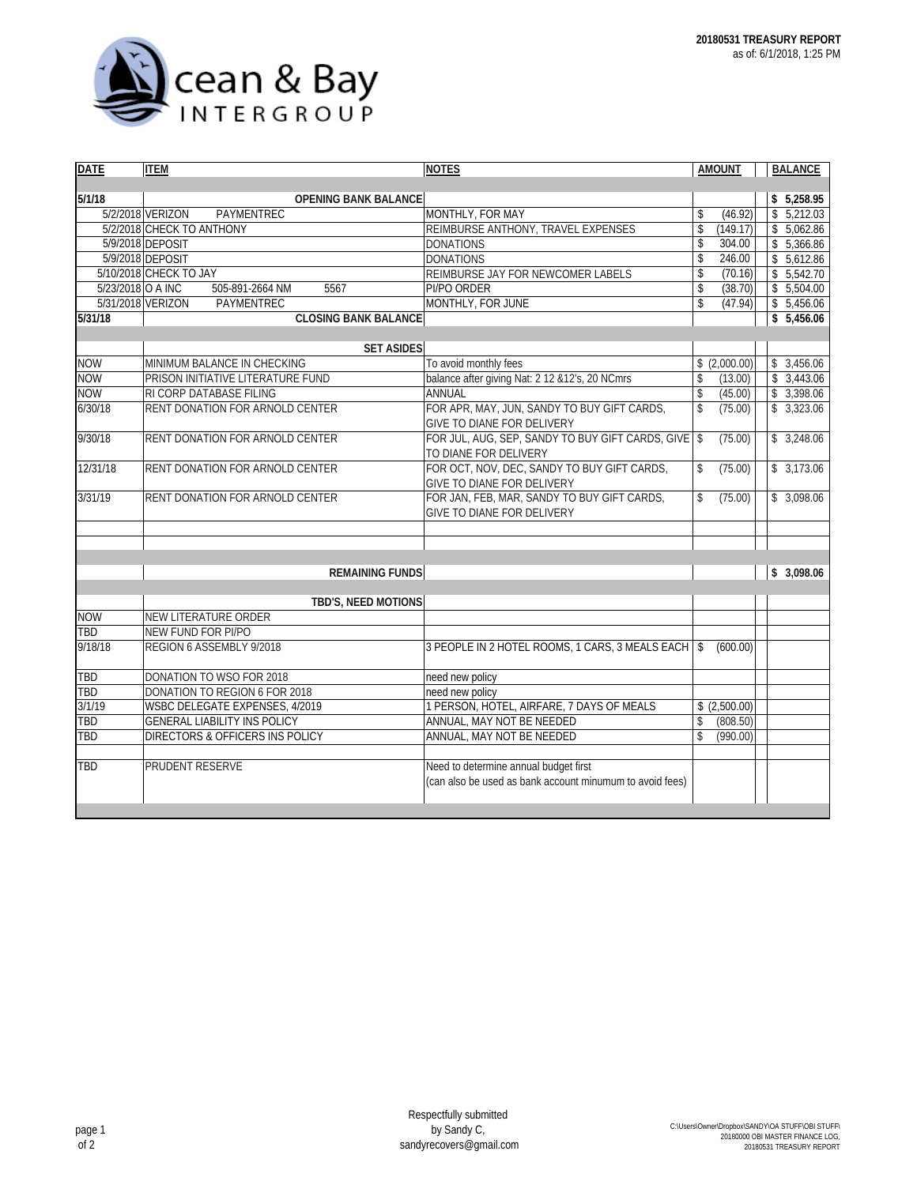Ocean & Bay INTERGROUP

**20180531 TREASURY REPORT**
as of: 6/1/2018, 1:25 PM

| DATE | ITEM | NOTES | AMOUNT | BALANCE |
|---|---|---|---|---|
| 5/1/18 | **OPENING BANK BALANCE** | | | **$ 5,258.95** |
| 5/2/2018 | VERIZON PAYMENTREC | MONTHLY, FOR MAY | $ (46.92) | $ 5,212.03 |
| 5/2/2018 | CHECK TO ANTHONY | REIMBURSE ANTHONY, TRAVEL EXPENSES | $ (149.17) | $ 5,062.86 |
| 5/9/2018 | DEPOSIT | DONATIONS | $ 304.00 | $ 5,366.86 |
| 5/9/2018 | DEPOSIT | DONATIONS | $ 246.00 | $ 5,612.86 |
| 5/10/2018 | CHECK TO JAY | REIMBURSE JAY FOR NEWCOMER LABELS | $ (70.16) | $ 5,542.70 |
| 5/23/2018 | O A INC 505-891-2664 NM 5567 | PI/PO ORDER | $ (38.70) | $ 5,504.00 |
| 5/31/2018 | VERIZON PAYMENTREC | MONTHLY, FOR JUNE | $ (47.94) | $ 5,456.06 |
| 5/31/18 | **CLOSING BANK BALANCE** | | | **$ 5,456.06** |
| | **SET ASIDES** | | | |
| NOW | MINIMUM BALANCE IN CHECKING | To avoid monthly fees | $ (2,000.00) | $ 3,456.06 |
| NOW | PRISON INITIATIVE LITERATURE FUND | balance after giving Nat: 2 12 &12's, 20 NCmrs | $ (13.00) | $ 3,443.06 |
| NOW | RI CORP DATABASE FILING | ANNUAL | $ (45.00) | $ 3,398.06 |
| 6/30/18 | RENT DONATION FOR ARNOLD CENTER | FOR APR, MAY, JUN, SANDY TO BUY GIFT CARDS, GIVE TO DIANE FOR DELIVERY | $ (75.00) | $ 3,323.06 |
| 9/30/18 | RENT DONATION FOR ARNOLD CENTER | FOR JUL, AUG, SEP, SANDY TO BUY GIFT CARDS, GIVE TO DIANE FOR DELIVERY | $ (75.00) | $ 3,248.06 |
| 12/31/18 | RENT DONATION FOR ARNOLD CENTER | FOR OCT, NOV, DEC, SANDY TO BUY GIFT CARDS, GIVE TO DIANE FOR DELIVERY | $ (75.00) | $ 3,173.06 |
| 3/31/19 | RENT DONATION FOR ARNOLD CENTER | FOR JAN, FEB, MAR, SANDY TO BUY GIFT CARDS, GIVE TO DIANE FOR DELIVERY | $ (75.00) | $ 3,098.06 |
| | **REMAINING FUNDS** | | | **$ 3,098.06** |
| | **TBD'S, NEED MOTIONS** | | | |
| NOW | NEW LITERATURE ORDER | | | |
| TBD | NEW FUND FOR PI/PO | | | |
| 9/18/18 | REGION 6 ASSEMBLY 9/2018 | 3 PEOPLE IN 2 HOTEL ROOMS, 1 CARS, 3 MEALS EACH | $ (600.00) | |
| TBD | DONATION TO WSO FOR 2018 | need new policy | | |
| TBD | DONATION TO REGION 6 FOR 2018 | need new policy | | |
| 3/1/19 | WSBC DELEGATE EXPENSES, 4/2019 | 1 PERSON, HOTEL, AIRFARE, 7 DAYS OF MEALS | $ (2,500.00) | |
| TBD | GENERAL LIABILITY INS POLICY | ANNUAL, MAY NOT BE NEEDED | $ (808.50) | |
| TBD | DIRECTORS & OFFICERS INS POLICY | ANNUAL, MAY NOT BE NEEDED | $ (990.00) | |
| TBD | PRUDENT RESERVE | Need to determine annual budget first (can also be used as bank account minumum to avoid fees) | | |

Respectfully submitted
by Sandy C,
sandyrecovers@gmail.com

C:\Users\Owner\Dropbox\SANDY\OA STUFF\OBI STUFF\20180000 OBI MASTER FINANCE LOG, 20180531 TREASURY REPORT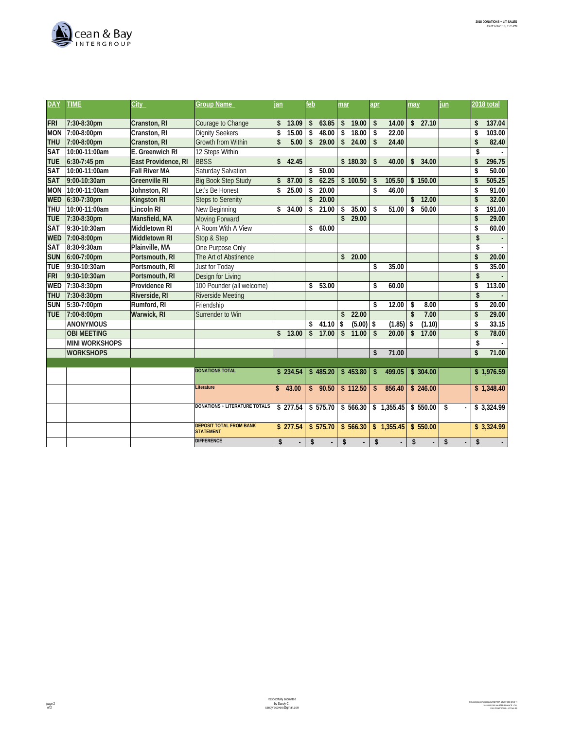2018 DONATIONS + LIT SALES
as of: 6/1/2018, 1:25 PM

| DAY | TIME | City | Group Name | jan | feb | mar | apr | may | jun | 2018 total |
|---|---|---|---|---|---|---|---|---|---|---|
| FRI | 7:30-8:30pm | Cranston, RI | Courage to Change | $ 13.09 | $ 63.85 | $ 19.00 | $ 14.00 | $ 27.10 | | $ 137.04 |
| MON | 7:00-8:00pm | Cranston, RI | Dignity Seekers | $ 15.00 | $ 48.00 | $ 18.00 | $ 22.00 | | | $ 103.00 |
| THU | 7:00-8:00pm | Cranston, RI | Growth from Within | $ 5.00 | $ 29.00 | $ 24.00 | $ 24.40 | | | $ 82.40 |
| SAT | 10:00-11:00am | E. Greenwich RI | 12 Steps Within | | | | | | | $ - |
| TUE | 6:30-7:45 pm | East Providence, RI | BBSS | $ 42.45 | | $ 180.30 | $ 40.00 | $ 34.00 | | $ 296.75 |
| SAT | 10:00-11:00am | Fall River MA | Saturday Salvation | | $ 50.00 | | | | | $ 50.00 |
| SAT | 9:00-10:30am | Greenville RI | Big Book Step Study | $ 87.00 | $ 62.25 | $ 100.50 | $ 105.50 | $ 150.00 | | $ 505.25 |
| MON | 10:00-11:00am | Johnston, RI | Let's Be Honest | $ 25.00 | $ 20.00 | | $ 46.00 | | | $ 91.00 |
| WED | 6:30-7:30pm | Kingston RI | Steps to Serenity | | $ 20.00 | | | $ 12.00 | | $ 32.00 |
| THU | 10:00-11:00am | Lincoln RI | New Beginning | $ 34.00 | $ 21.00 | $ 35.00 | $ 51.00 | $ 50.00 | | $ 191.00 |
| TUE | 7:30-8:30pm | Mansfield, MA | Moving Forward | | | $ 29.00 | | | | $ 29.00 |
| SAT | 9:30-10:30am | Middletown RI | A Room With A View | | $ 60.00 | | | | | $ 60.00 |
| WED | 7:00-8:00pm | Middletown RI | Stop & Step | | | | | | | $ - |
| SAT | 8:30-9:30am | Plainville, MA | One Purpose Only | | | | | | | $ - |
| SUN | 6:00-7:00pm | Portsmouth, RI | The Art of Abstinence | | | $ 20.00 | | | | $ 20.00 |
| TUE | 9:30-10:30am | Portsmouth, RI | Just for Today | | | | $ 35.00 | | | $ 35.00 |
| FRI | 9:30-10:30am | Portsmouth, RI | Design for Living | | | | | | | $ - |
| WED | 7:30-8:30pm | Providence RI | 100 Pounder (all welcome) | | $ 53.00 | | $ 60.00 | | | $ 113.00 |
| THU | 7:30-8:30pm | Riverside, RI | Riverside Meeting | | | | | | | $ - |
| SUN | 5:30-7:00pm | Rumford, RI | Friendship | | | | $ 12.00 | $ 8.00 | | $ 20.00 |
| TUE | 7:00-8:00pm | Warwick, RI | Surrender to Win | | | $ 22.00 | | $ 7.00 | | $ 29.00 |
| | ANONYMOUS | | | | $ 41.10 | $ (5.00) | $ (1.85) | $ (1.10) | | $ 33.15 |
| | OBI MEETING | | | $ 13.00 | $ 17.00 | $ 11.00 | $ 20.00 | $ 17.00 | | $ 78.00 |
| | MINI WORKSHOPS | | | | | | | | | $ - |
| | WORKSHOPS | | | | | | $ 71.00 | | | $ 71.00 |
| | | | DONATIONS TOTAL | $ 234.54 | $ 485.20 | $ 453.80 | $ 499.05 | $ 304.00 | | $ 1,976.59 |
| | | | Literature | $ 43.00 | $ 90.50 | $ 112.50 | $ 856.40 | $ 246.00 | | $ 1,348.40 |
| | | | DONATIONS + LITERATURE TOTALS | $ 277.54 | $ 575.70 | $ 566.30 | $ 1,355.45 | $ 550.00 | $ - | $ 3,324.99 |
| | | | DEPOSIT TOTAL FROM BANK STATEMENT | $ 277.54 | $ 575.70 | $ 566.30 | $ 1,355.45 | $ 550.00 | | $ 3,324.99 |
| | | | DIFFERENCE | $ - | $ - | $ - | $ - | $ - | $ - | $ - |

Respectfully submitted
by Sandy C,
sandyrecovers@gmail.com